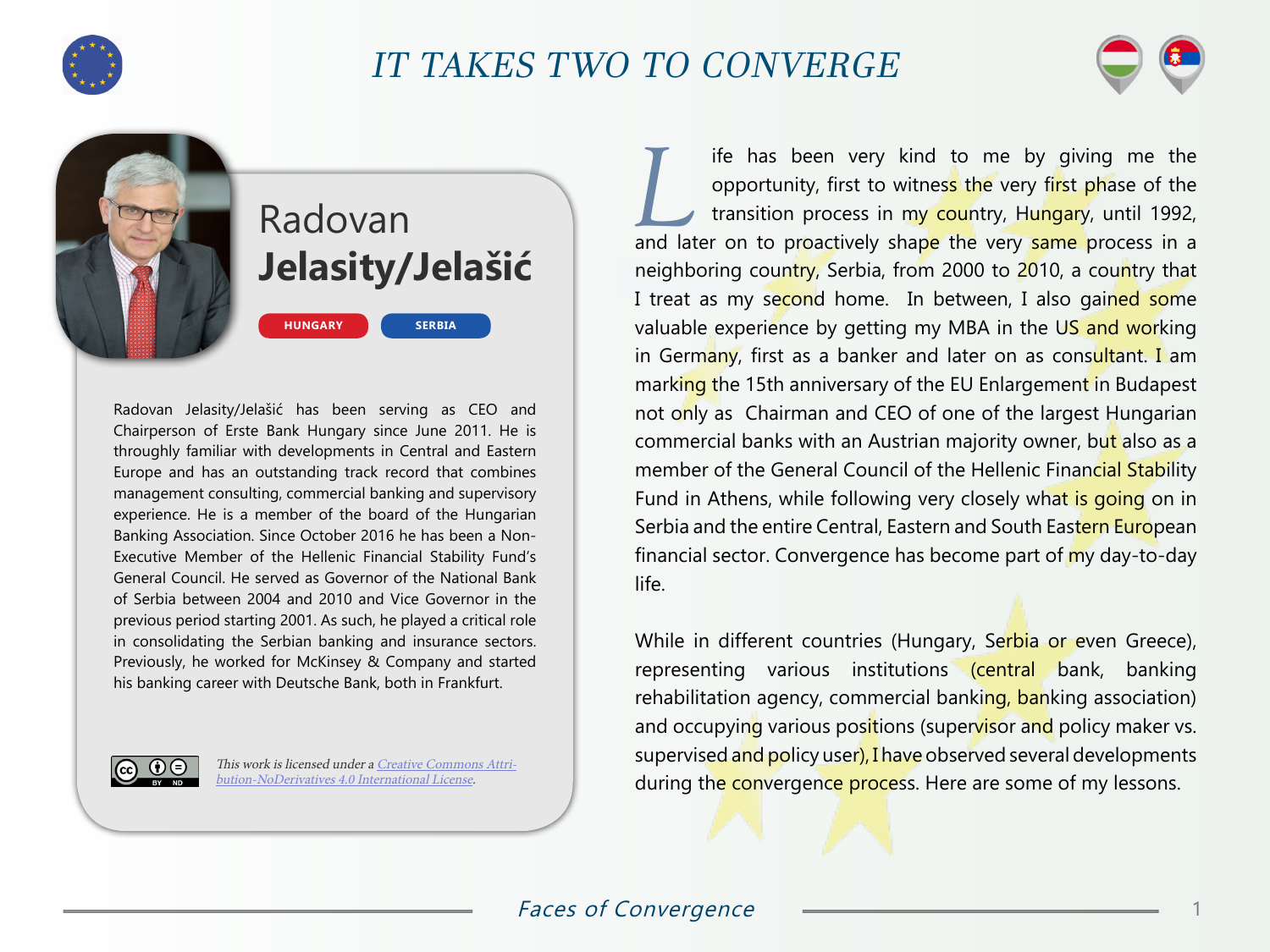# IT TAKES TWO TO CONVERGE

## Radovan **Jelasity/Jelašić**

HUNGARY SERBIA

Radovan Jelasity/Jelašić has been serving as CEO and Chairperson of Erste Bank Hungary since June 2011. He is throughly familiar with developments in Central and Eastern Europe and has an outstanding track record that combines management consulting, commercial banking and supervisory experience. He is a member of the board of the Hungarian Banking Association. Since October 2016 he has been a Non-Executive Member of the Hellenic Financial Stability Fund's General Council. He served as Governor of the National Bank of Serbia between 2004 and 2010 and Vice Governor in the previous period starting 2001. As such, he played a critical role in consolidating the Serbian banking and insurance sectors. Previously, he worked for McKinsey & Company and started his banking career with Deutsche Bank, both in Frankfurt.

*This work is licensed under a [Creative Commons Attribution-NoDerivatives 4.0 International License](https://creativecommons.org/licenses/by-nd/4.0/).*

Life has been very kind to me by giving me the opportunity, first to witness the very first phase of the transition process in my country, Hungary, until 1992, and later on to proactively shape the very same process in a neighboring country, Serbia, from 2000 to 2010, a country that I treat as my second home. In between, I also gained some valuable experience by getting my MBA in the US and working in Germany, first as a banker and later on as consultant. I am marking the 15th anniversary of the EU Enlargement in Budapest not only as Chairman and CEO of one of the largest Hungarian commercial banks with an Austrian majority owner, but also as a member of the General Council of the Hellenic Financial Stability Fund in Athens, while following very closely what is going on in Serbia and the entire Central, Eastern and South Eastern European financial sector. Convergence has become part of my day-to-day life.

While in different countries (Hungary, Serbia or even Greece), representing various institutions (central bank, banking rehabilitation agency, commercial banking, banking association) and occupying various positions (supervisor and policy maker vs. supervised and policy user), I have observed several developments during the convergence process. Here are some of my lessons.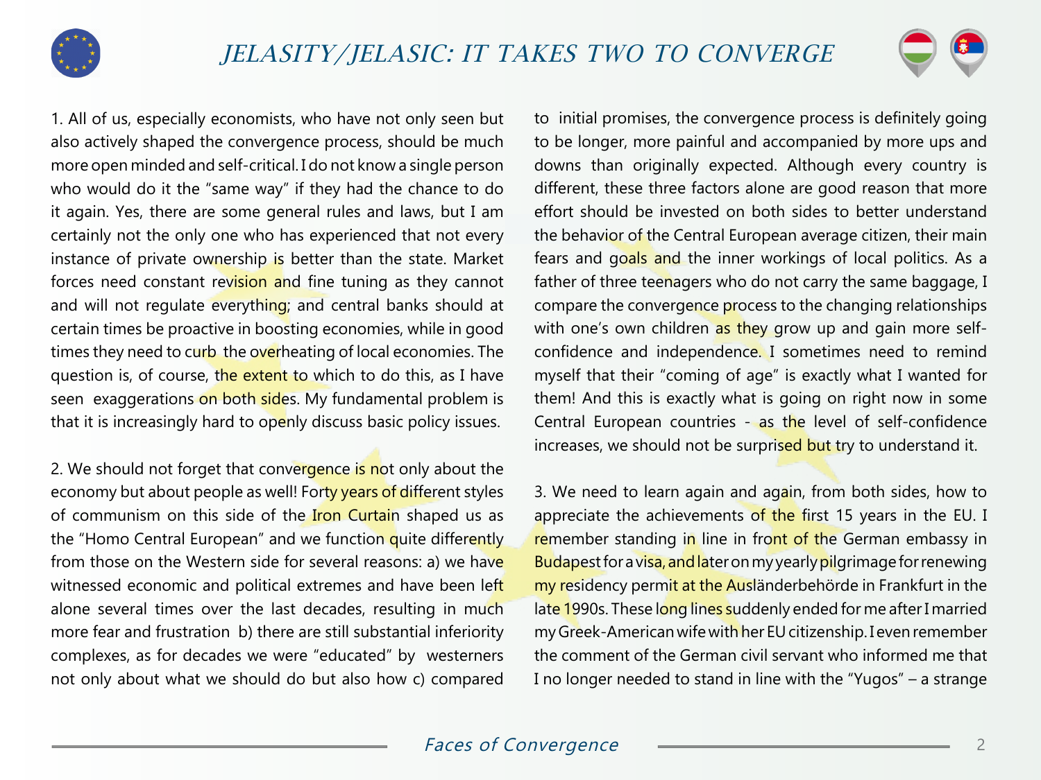1. All of us, especially economists, who have not only seen but also actively shaped the convergence process, should be much more open minded and self-critical. I do not know a single person who would do it the "same way" if they had the chance to do it again. Yes, there are some general rules and laws, but I am certainly not the only one who has experienced that not every instance of private ownership is better than the state. Market forces need constant revision and fine tuning as they cannot and will not regulate everything; and central banks should at certain times be proactive in boosting economies, while in good times they need to curb the overheating of local economies. The question is, of course, the extent to which to do this, as I have seen exaggerations on both sides. My fundamental problem is that it is increasingly hard to openly discuss basic policy issues.

2. We should not forget that convergence is not only about the economy but about people as well! Forty years of different styles of communism on this side of the Iron Curtain shaped us as the "Homo Central European" and we function quite differently from those on the Western side for several reasons: a) we have witnessed economic and political extremes and have been left alone several times over the last decades, resulting in much more fear and frustration b) there are still substantial inferiority complexes, as for decades we were "educated" by westerners not only about what we should do but also how c) compared to initial promises, the convergence process is definitely going to be longer, more painful and accompanied by more ups and downs than originally expected. Although every country is different, these three factors alone are good reason that more effort should be invested on both sides to better understand the behavior of the Central European average citizen, their main fears and goals and the inner workings of local politics. As a father of three teenagers who do not carry the same baggage, I compare the convergence process to the changing relationships with one's own children as they grow up and gain more self-confidence and independence. I sometimes need to remind myself that their "coming of age" is exactly what I wanted for them! And this is exactly what is going on right now in some Central European countries - as the level of self-confidence increases, we should not be surprised but try to understand it.

3. We need to learn again and again, from both sides, how to appreciate the achievements of the first 15 years in the EU. I remember standing in line in front of the German embassy in Budapest for a visa, and later on my yearly pilgrimage for renewing my residency permit at the Ausländerbehörde in Frankfurt in the late 1990s. These long lines suddenly ended for me after I married my Greek-American wife with her EU citizenship. I even remember the comment of the German civil servant who informed me that I no longer needed to stand in line with the "Yugos" – a strange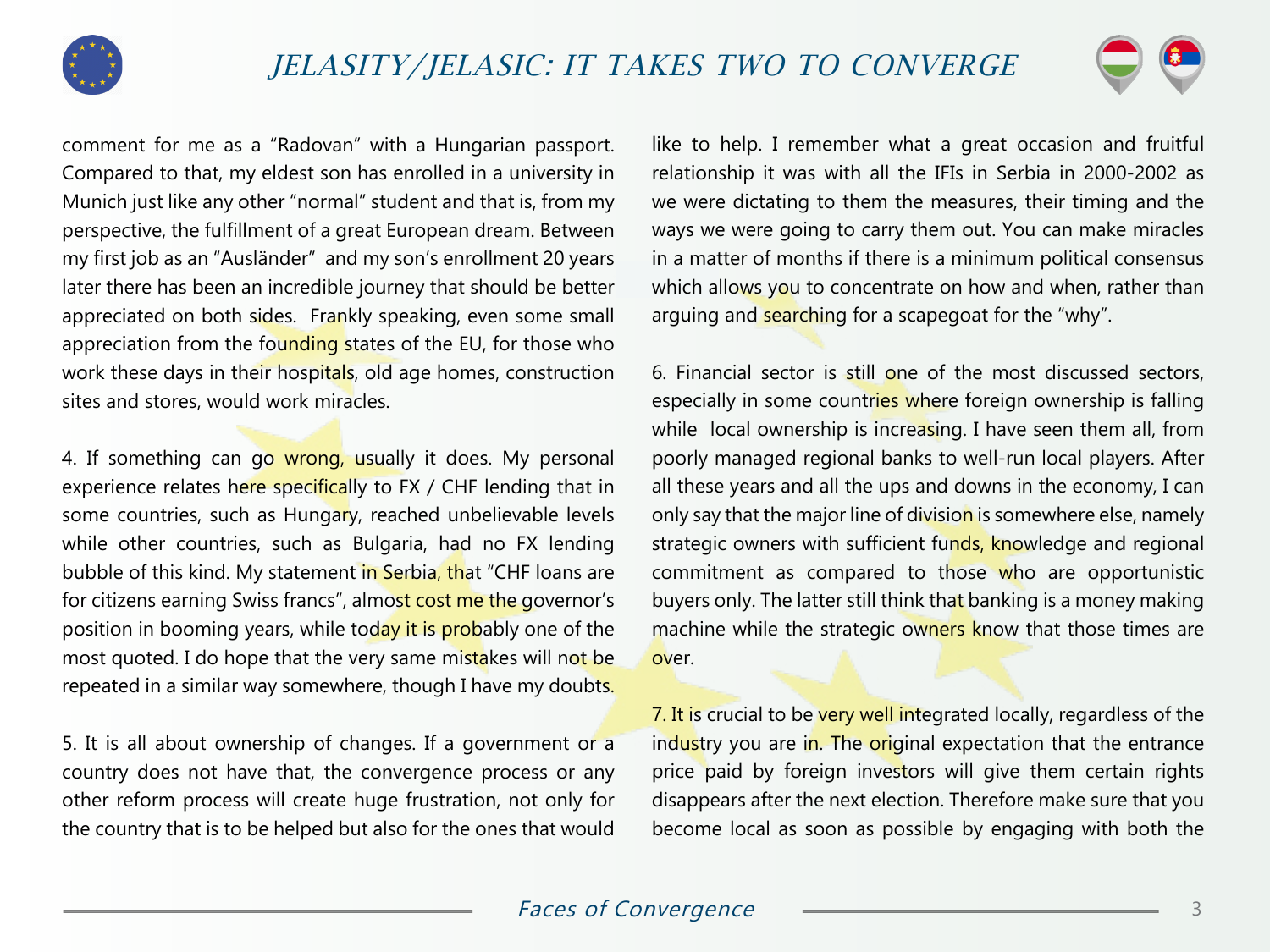comment for me as a "Radovan" with a Hungarian passport. Compared to that, my eldest son has enrolled in a university in Munich just like any other "normal" student and that is, from my perspective, the fulfillment of a great European dream. Between my first job as an "Ausländer" and my son's enrollment 20 years later there has been an incredible journey that should be better appreciated on both sides. Frankly speaking, even some small appreciation from the founding states of the EU, for those who work these days in their hospitals, old age homes, construction sites and stores, would work miracles.

4. If something can go wrong, usually it does. My personal experience relates here specifically to FX / CHF lending that in some countries, such as Hungary, reached unbelievable levels while other countries, such as Bulgaria, had no FX lending bubble of this kind. My statement in Serbia, that "CHF loans are for citizens earning Swiss francs", almost cost me the governor's position in booming years, while today it is probably one of the most quoted. I do hope that the very same mistakes will not be repeated in a similar way somewhere, though I have my doubts.

5. It is all about ownership of changes. If a government or a country does not have that, the convergence process or any other reform process will create huge frustration, not only for the country that is to be helped but also for the ones that would like to help. I remember what a great occasion and fruitful relationship it was with all the IFIs in Serbia in 2000-2002 as we were dictating to them the measures, their timing and the ways we were going to carry them out. You can make miracles in a matter of months if there is a minimum political consensus which allows you to concentrate on how and when, rather than arguing and searching for a scapegoat for the "why".

6. Financial sector is still one of the most discussed sectors, especially in some countries where foreign ownership is falling while local ownership is increasing. I have seen them all, from poorly managed regional banks to well-run local players. After all these years and all the ups and downs in the economy, I can only say that the major line of division is somewhere else, namely strategic owners with sufficient funds, knowledge and regional commitment as compared to those who are opportunistic buyers only. The latter still think that banking is a money making machine while the strategic owners know that those times are over.

7. It is crucial to be very well integrated locally, regardless of the industry you are in. The original expectation that the entrance price paid by foreign investors will give them certain rights disappears after the next election. Therefore make sure that you become local as soon as possible by engaging with both the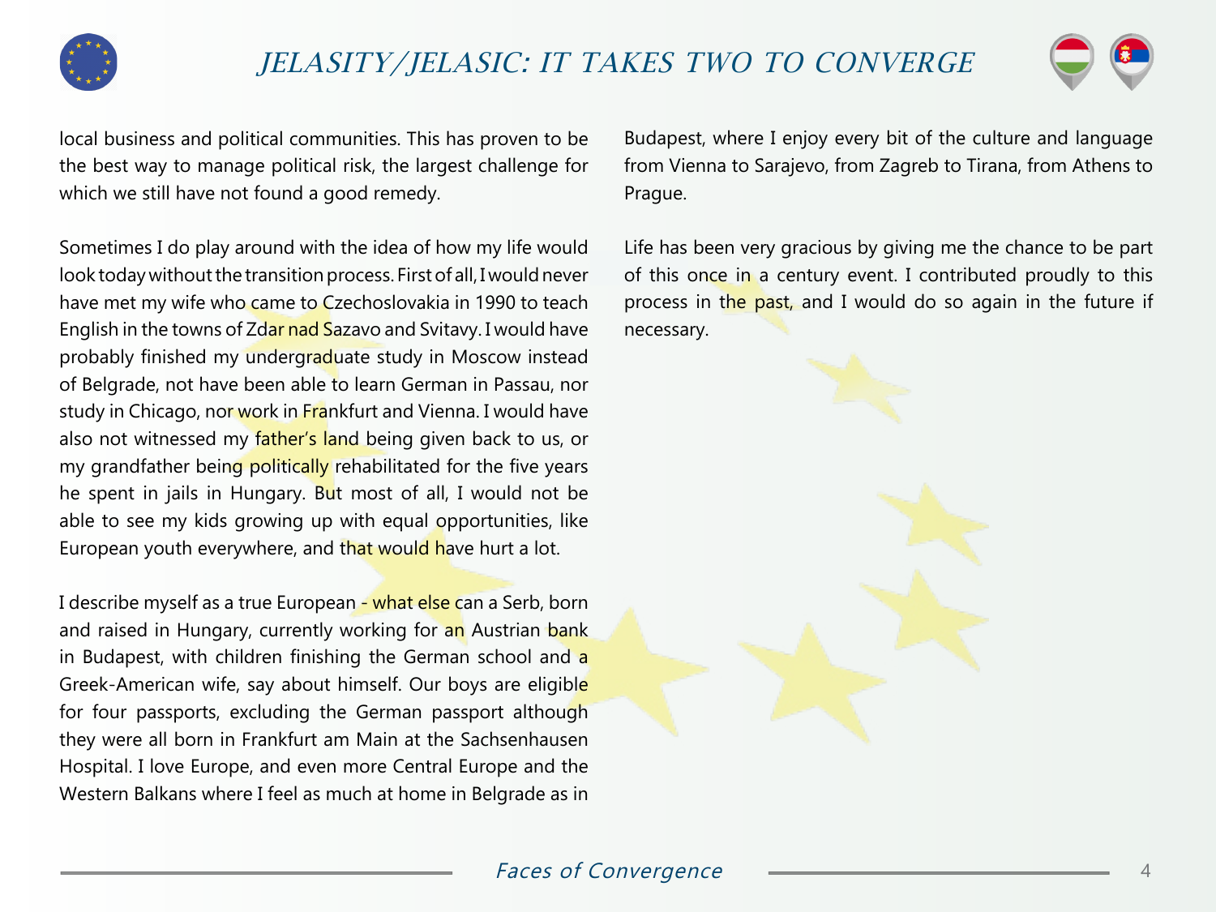local business and political communities. This has proven to be the best way to manage political risk, the largest challenge for which we still have not found a good remedy.

Sometimes I do play around with the idea of how my life would look today without the transition process. First of all, I would never have met my wife who came to Czechoslovakia in 1990 to teach English in the towns of Zdar nad Sazavo and Svitavy. I would have probably finished my undergraduate study in Moscow instead of Belgrade, not have been able to learn German in Passau, nor study in Chicago, nor work in Frankfurt and Vienna. I would have also not witnessed my father's land being given back to us, or my grandfather being politically rehabilitated for the five years he spent in jails in Hungary. But most of all, I would not be able to see my kids growing up with equal opportunities, like European youth everywhere, and that would have hurt a lot.

I describe myself as a true European - what else can a Serb, born and raised in Hungary, currently working for an Austrian bank in Budapest, with children finishing the German school and a Greek-American wife, say about himself. Our boys are eligible for four passports, excluding the German passport although they were all born in Frankfurt am Main at the Sachsenhausen Hospital. I love Europe, and even more Central Europe and the Western Balkans where I feel as much at home in Belgrade as in Budapest, where I enjoy every bit of the culture and language from Vienna to Sarajevo, from Zagreb to Tirana, from Athens to Prague.

Life has been very gracious by giving me the chance to be part of this once in a century event. I contributed proudly to this process in the past, and I would do so again in the future if necessary.